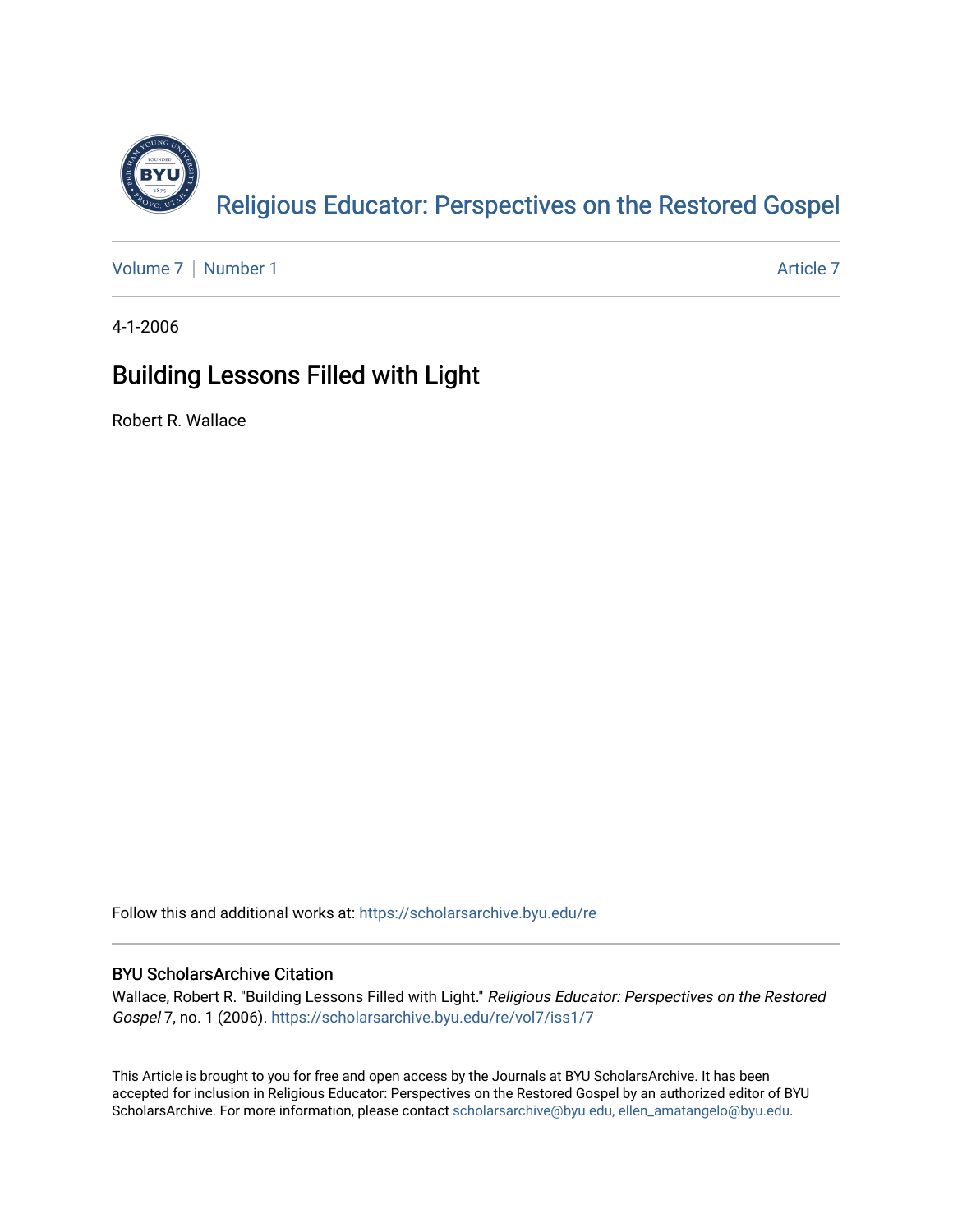[Religious Educator: Perspectives on the Restored Gospel](https://scholarsarchive.byu.edu/re)

[Volume 7](https://scholarsarchive.byu.edu/re/vol7) | [Number 1](https://scholarsarchive.byu.edu/re/vol7/iss1) Article 7

4-1-2006

# Building Lessons Filled with Light

Robert R. Wallace

Follow this and additional works at: https://scholarsarchive.byu.edu/re

## BYU ScholarsArchive Citation

Wallace, Robert R. "Building Lessons Filled with Light." *Religious Educator: Perspectives on the Restored Gospel* 7, no. 1 (2006). https://scholarsarchive.byu.edu/re/vol7/iss1/7

This Article is brought to you for free and open access by the Journals at BYU ScholarsArchive. It has been accepted for inclusion in Religious Educator: Perspectives on the Restored Gospel by an authorized editor of BYU ScholarsArchive. For more information, please contact scholarsarchive@byu.edu, ellen_amatangelo@byu.edu.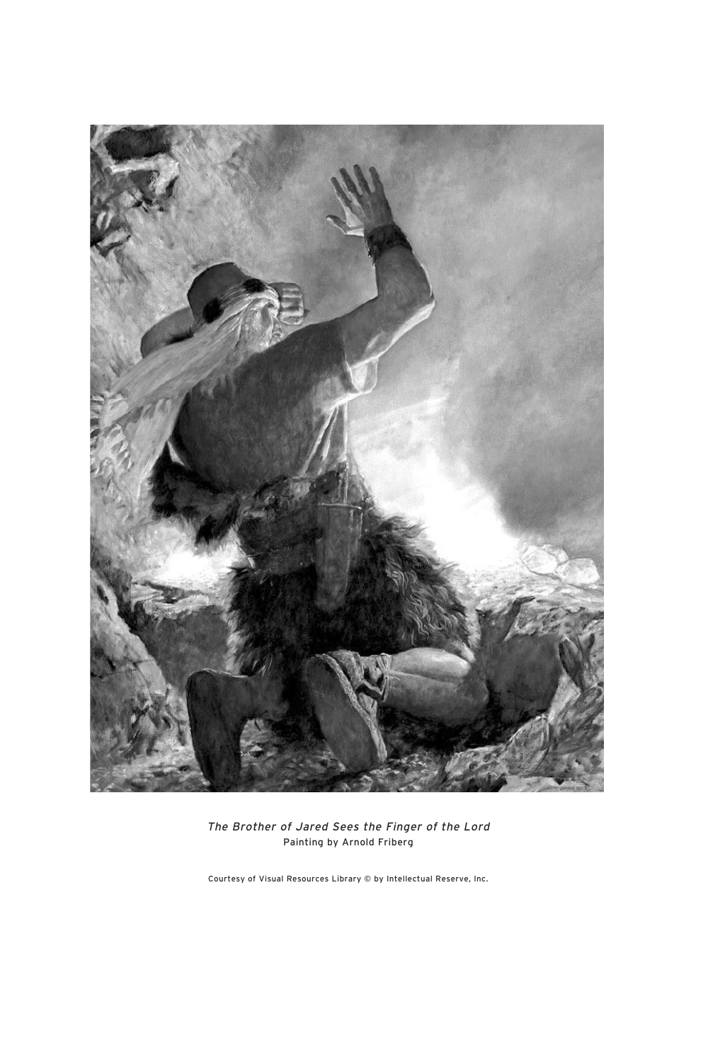*The Brother of Jared Sees the Finger of the Lord*
Painting by Arnold Friberg

Courtesy of Visual Resources Library © by Intellectual Reserve, Inc.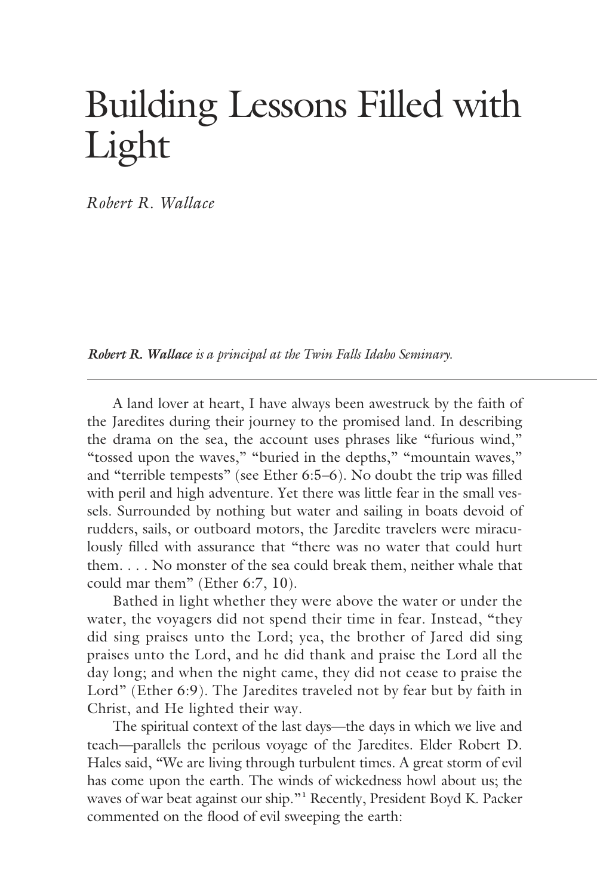# Building Lessons Filled with Light

*Robert R. Wallace*

***Robert R. Wallace** is a principal at the Twin Falls Idaho Seminary.*

---

A land lover at heart, I have always been awestruck by the faith of the Jaredites during their journey to the promised land. In describing the drama on the sea, the account uses phrases like "furious wind," "tossed upon the waves," "buried in the depths," "mountain waves," and "terrible tempests" (see Ether 6:5–6). No doubt the trip was filled with peril and high adventure. Yet there was little fear in the small vessels. Surrounded by nothing but water and sailing in boats devoid of rudders, sails, or outboard motors, the Jaredite travelers were miraculously filled with assurance that "there was no water that could hurt them. . . . No monster of the sea could break them, neither whale that could mar them" (Ether 6:7, 10).

Bathed in light whether they were above the water or under the water, the voyagers did not spend their time in fear. Instead, "they did sing praises unto the Lord; yea, the brother of Jared did sing praises unto the Lord, and he did thank and praise the Lord all the day long; and when the night came, they did not cease to praise the Lord" (Ether 6:9). The Jaredites traveled not by fear but by faith in Christ, and He lighted their way.

The spiritual context of the last days—the days in which we live and teach—parallels the perilous voyage of the Jaredites. Elder Robert D. Hales said, "We are living through turbulent times. A great storm of evil has come upon the earth. The winds of wickedness howl about us; the waves of war beat against our ship."[1] Recently, President Boyd K. Packer commented on the flood of evil sweeping the earth: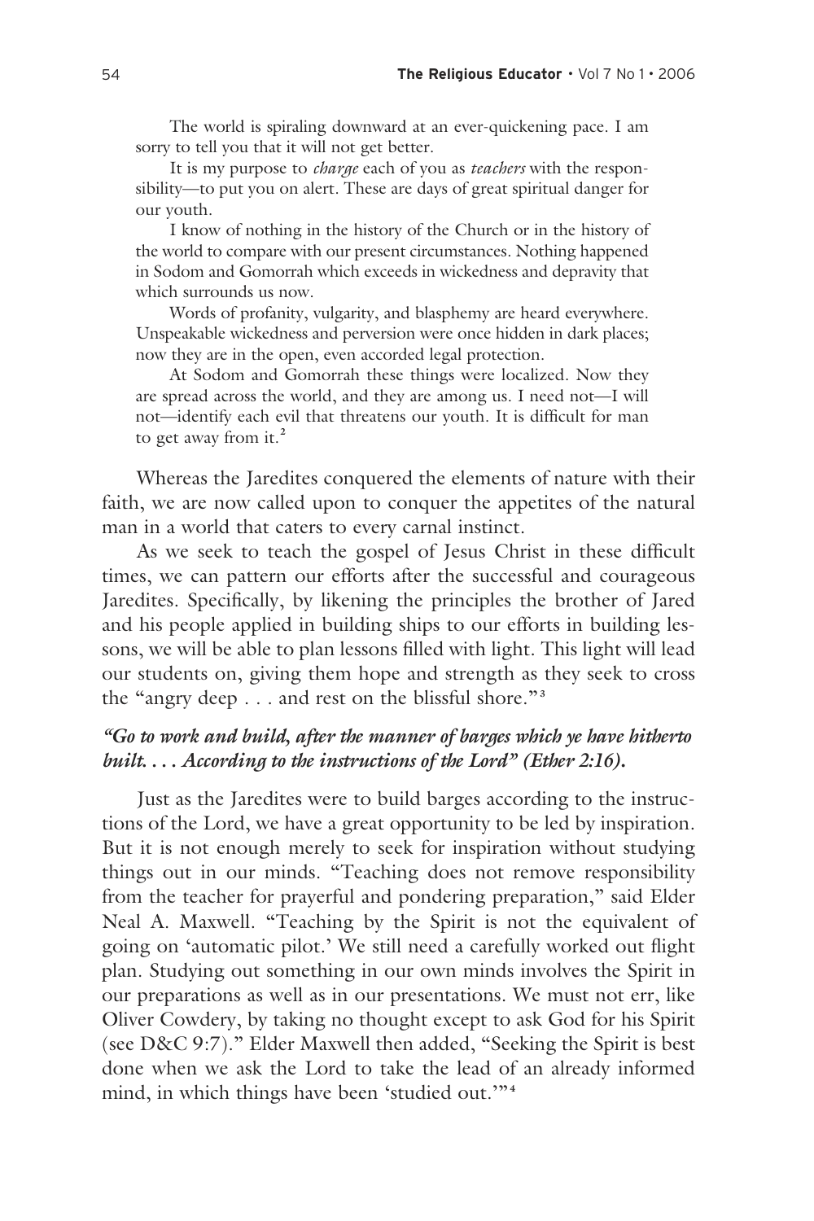> The world is spiraling downward at an ever-quickening pace. I am sorry to tell you that it will not get better.
>
> It is my purpose to *charge* each of you as *teachers* with the responsibility—to put you on alert. These are days of great spiritual danger for our youth.
>
> I know of nothing in the history of the Church or in the history of the world to compare with our present circumstances. Nothing happened in Sodom and Gomorrah which exceeds in wickedness and depravity that which surrounds us now.
>
> Words of profanity, vulgarity, and blasphemy are heard everywhere. Unspeakable wickedness and perversion were once hidden in dark places; now they are in the open, even accorded legal protection.
>
> At Sodom and Gomorrah these things were localized. Now they are spread across the world, and they are among us. I need not—I will not—identify each evil that threatens our youth. It is difficult for man to get away from it.[2]

Whereas the Jaredites conquered the elements of nature with their faith, we are now called upon to conquer the appetites of the natural man in a world that caters to every carnal instinct.

As we seek to teach the gospel of Jesus Christ in these difficult times, we can pattern our efforts after the successful and courageous Jaredites. Specifically, by likening the principles the brother of Jared and his people applied in building ships to our efforts in building lessons, we will be able to plan lessons filled with light. This light will lead our students on, giving them hope and strength as they seek to cross the "angry deep . . . and rest on the blissful shore."[3]

### *"Go to work and build, after the manner of barges which ye have hitherto built. . . . According to the instructions of the Lord" (Ether 2:16).*

Just as the Jaredites were to build barges according to the instructions of the Lord, we have a great opportunity to be led by inspiration. But it is not enough merely to seek for inspiration without studying things out in our minds. "Teaching does not remove responsibility from the teacher for prayerful and pondering preparation," said Elder Neal A. Maxwell. "Teaching by the Spirit is not the equivalent of going on 'automatic pilot.' We still need a carefully worked out flight plan. Studying out something in our own minds involves the Spirit in our preparations as well as in our presentations. We must not err, like Oliver Cowdery, by taking no thought except to ask God for his Spirit (see D&C 9:7)." Elder Maxwell then added, "Seeking the Spirit is best done when we ask the Lord to take the lead of an already informed mind, in which things have been 'studied out.'"[4]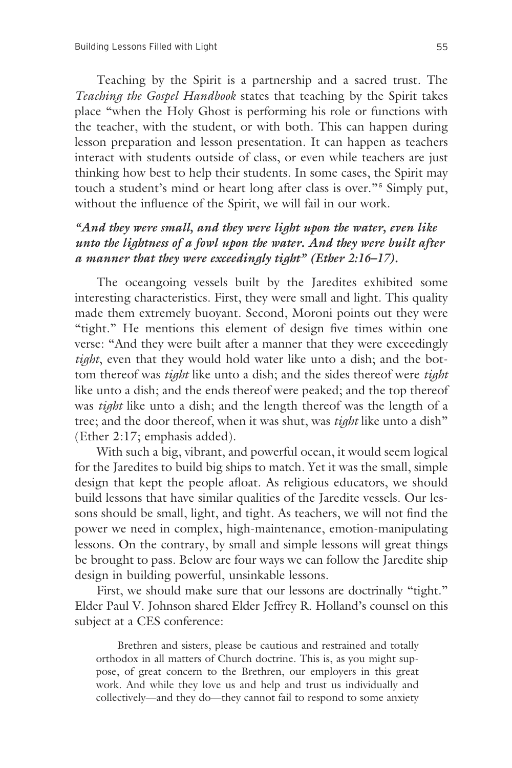Teaching by the Spirit is a partnership and a sacred trust. The *Teaching the Gospel Handbook* states that teaching by the Spirit takes place "when the Holy Ghost is performing his role or functions with the teacher, with the student, or with both. This can happen during lesson preparation and lesson presentation. It can happen as teachers interact with students outside of class, or even while teachers are just thinking how best to help their students. In some cases, the Spirit may touch a student's mind or heart long after class is over."[5] Simply put, without the influence of the Spirit, we will fail in our work.

### *"And they were small, and they were light upon the water, even like unto the lightness of a fowl upon the water. And they were built after a manner that they were exceedingly tight" (Ether 2:16–17).*

The oceangoing vessels built by the Jaredites exhibited some interesting characteristics. First, they were small and light. This quality made them extremely buoyant. Second, Moroni points out they were "tight." He mentions this element of design five times within one verse: "And they were built after a manner that they were exceedingly *tight*, even that they would hold water like unto a dish; and the bottom thereof was *tight* like unto a dish; and the sides thereof were *tight* like unto a dish; and the ends thereof were peaked; and the top thereof was *tight* like unto a dish; and the length thereof was the length of a tree; and the door thereof, when it was shut, was *tight* like unto a dish" (Ether 2:17; emphasis added).

With such a big, vibrant, and powerful ocean, it would seem logical for the Jaredites to build big ships to match. Yet it was the small, simple design that kept the people afloat. As religious educators, we should build lessons that have similar qualities of the Jaredite vessels. Our lessons should be small, light, and tight. As teachers, we will not find the power we need in complex, high-maintenance, emotion-manipulating lessons. On the contrary, by small and simple lessons will great things be brought to pass. Below are four ways we can follow the Jaredite ship design in building powerful, unsinkable lessons.

First, we should make sure that our lessons are doctrinally "tight." Elder Paul V. Johnson shared Elder Jeffrey R. Holland's counsel on this subject at a CES conference:

> Brethren and sisters, please be cautious and restrained and totally orthodox in all matters of Church doctrine. This is, as you might suppose, of great concern to the Brethren, our employers in this great work. And while they love us and help and trust us individually and collectively—and they do—they cannot fail to respond to some anxiety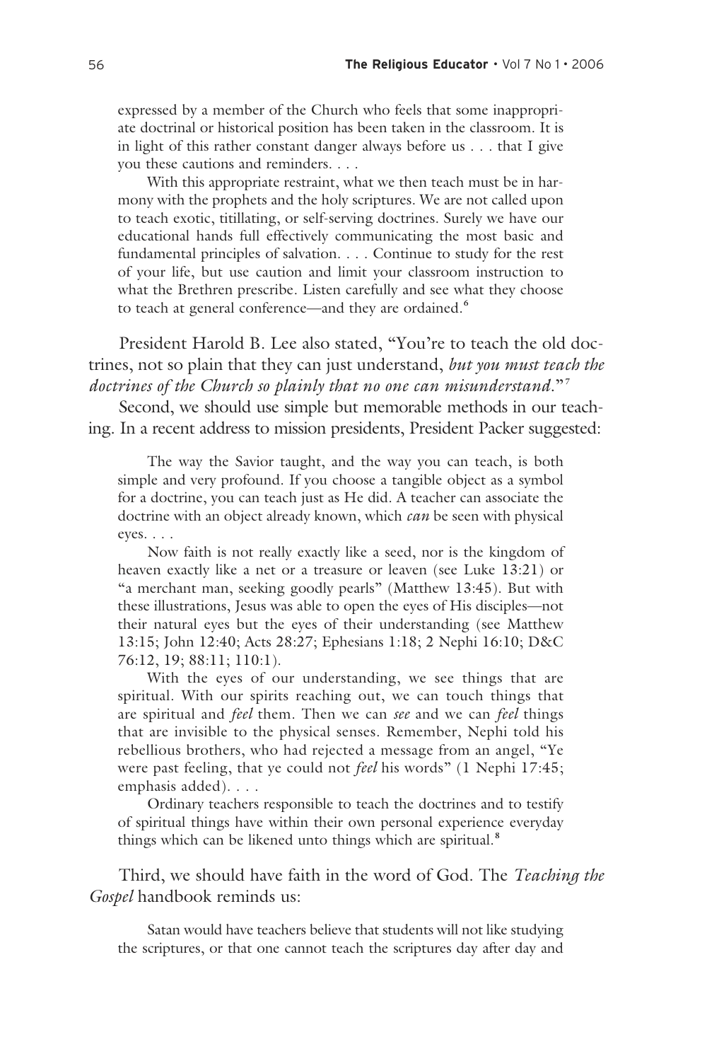expressed by a member of the Church who feels that some inappropriate doctrinal or historical position has been taken in the classroom. It is in light of this rather constant danger always before us . . . that I give you these cautions and reminders. . . .

> With this appropriate restraint, what we then teach must be in harmony with the prophets and the holy scriptures. We are not called upon to teach exotic, titillating, or self-serving doctrines. Surely we have our educational hands full effectively communicating the most basic and fundamental principles of salvation. . . . Continue to study for the rest of your life, but use caution and limit your classroom instruction to what the Brethren prescribe. Listen carefully and see what they choose to teach at general conference—and they are ordained.[6]

President Harold B. Lee also stated, "You're to teach the old doctrines, not so plain that they can just understand, *but you must teach the doctrines of the Church so plainly that no one can misunderstand*."[7]

Second, we should use simple but memorable methods in our teaching. In a recent address to mission presidents, President Packer suggested:

> The way the Savior taught, and the way you can teach, is both simple and very profound. If you choose a tangible object as a symbol for a doctrine, you can teach just as He did. A teacher can associate the doctrine with an object already known, which *can* be seen with physical eyes. . . .
>
> Now faith is not really exactly like a seed, nor is the kingdom of heaven exactly like a net or a treasure or leaven (see Luke 13:21) or "a merchant man, seeking goodly pearls" (Matthew 13:45). But with these illustrations, Jesus was able to open the eyes of His disciples—not their natural eyes but the eyes of their understanding (see Matthew 13:15; John 12:40; Acts 28:27; Ephesians 1:18; 2 Nephi 16:10; D&C 76:12, 19; 88:11; 110:1).
>
> With the eyes of our understanding, we see things that are spiritual. With our spirits reaching out, we can touch things that are spiritual and *feel* them. Then we can *see* and we can *feel* things that are invisible to the physical senses. Remember, Nephi told his rebellious brothers, who had rejected a message from an angel, "Ye were past feeling, that ye could not *feel* his words" (1 Nephi 17:45; emphasis added). . . .
>
> Ordinary teachers responsible to teach the doctrines and to testify of spiritual things have within their own personal experience everyday things which can be likened unto things which are spiritual.[8]

Third, we should have faith in the word of God. The *Teaching the Gospel* handbook reminds us:

> Satan would have teachers believe that students will not like studying the scriptures, or that one cannot teach the scriptures day after day and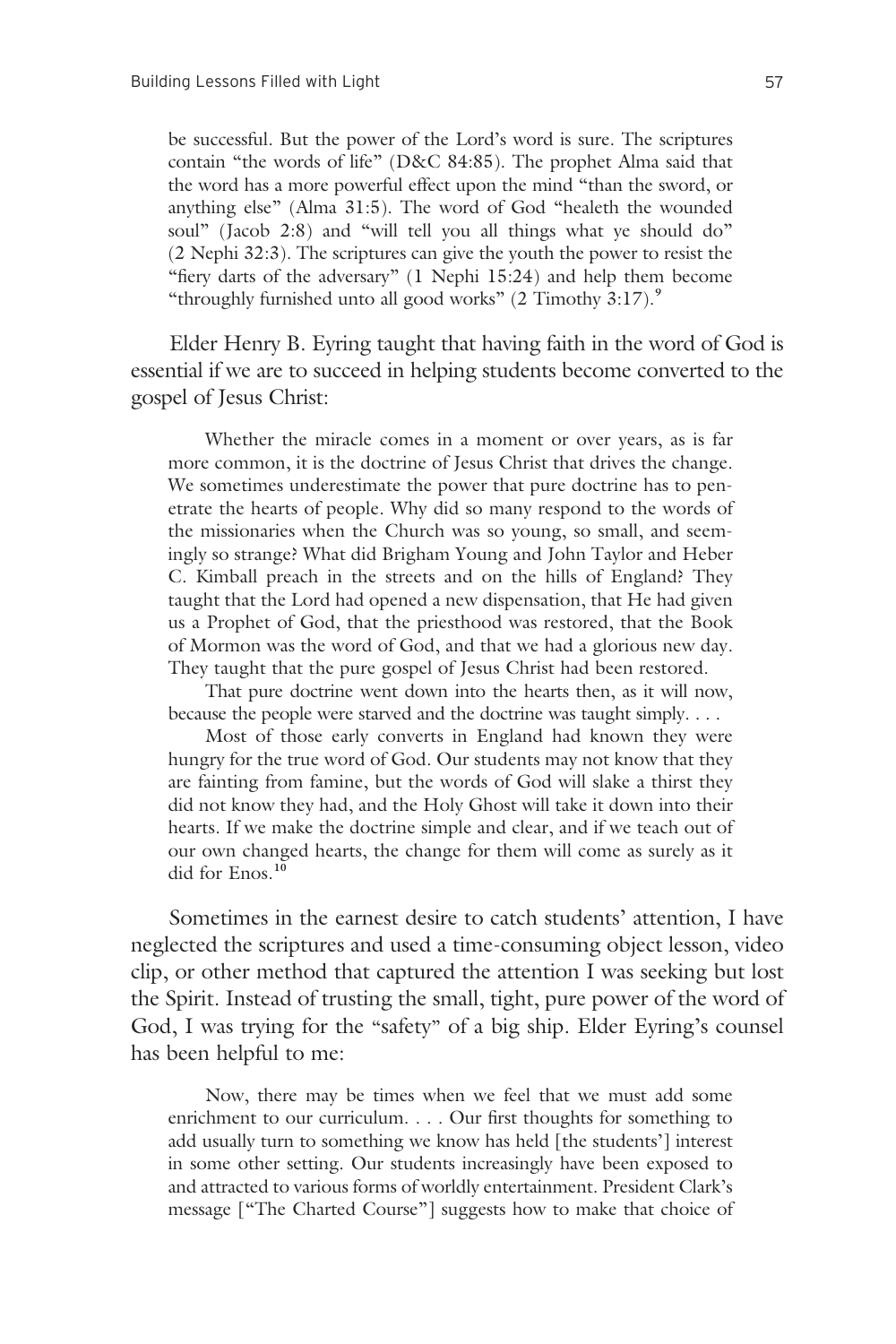> be successful. But the power of the Lord's word is sure. The scriptures contain "the words of life" (D&C 84:85). The prophet Alma said that the word has a more powerful effect upon the mind "than the sword, or anything else" (Alma 31:5). The word of God "healeth the wounded soul" (Jacob 2:8) and "will tell you all things what ye should do" (2 Nephi 32:3). The scriptures can give the youth the power to resist the "fiery darts of the adversary" (1 Nephi 15:24) and help them become "throughly furnished unto all good works" (2 Timothy 3:17).[9]

Elder Henry B. Eyring taught that having faith in the word of God is essential if we are to succeed in helping students become converted to the gospel of Jesus Christ:

> Whether the miracle comes in a moment or over years, as is far more common, it is the doctrine of Jesus Christ that drives the change. We sometimes underestimate the power that pure doctrine has to penetrate the hearts of people. Why did so many respond to the words of the missionaries when the Church was so young, so small, and seemingly so strange? What did Brigham Young and John Taylor and Heber C. Kimball preach in the streets and on the hills of England? They taught that the Lord had opened a new dispensation, that He had given us a Prophet of God, that the priesthood was restored, that the Book of Mormon was the word of God, and that we had a glorious new day. They taught that the pure gospel of Jesus Christ had been restored.
>
> That pure doctrine went down into the hearts then, as it will now, because the people were starved and the doctrine was taught simply. . . .
>
> Most of those early converts in England had known they were hungry for the true word of God. Our students may not know that they are fainting from famine, but the words of God will slake a thirst they did not know they had, and the Holy Ghost will take it down into their hearts. If we make the doctrine simple and clear, and if we teach out of our own changed hearts, the change for them will come as surely as it did for Enos.[10]

Sometimes in the earnest desire to catch students' attention, I have neglected the scriptures and used a time-consuming object lesson, video clip, or other method that captured the attention I was seeking but lost the Spirit. Instead of trusting the small, tight, pure power of the word of God, I was trying for the "safety" of a big ship. Elder Eyring's counsel has been helpful to me:

> Now, there may be times when we feel that we must add some enrichment to our curriculum. . . . Our first thoughts for something to add usually turn to something we know has held [the students'] interest in some other setting. Our students increasingly have been exposed to and attracted to various forms of worldly entertainment. President Clark's message ["The Charted Course"] suggests how to make that choice of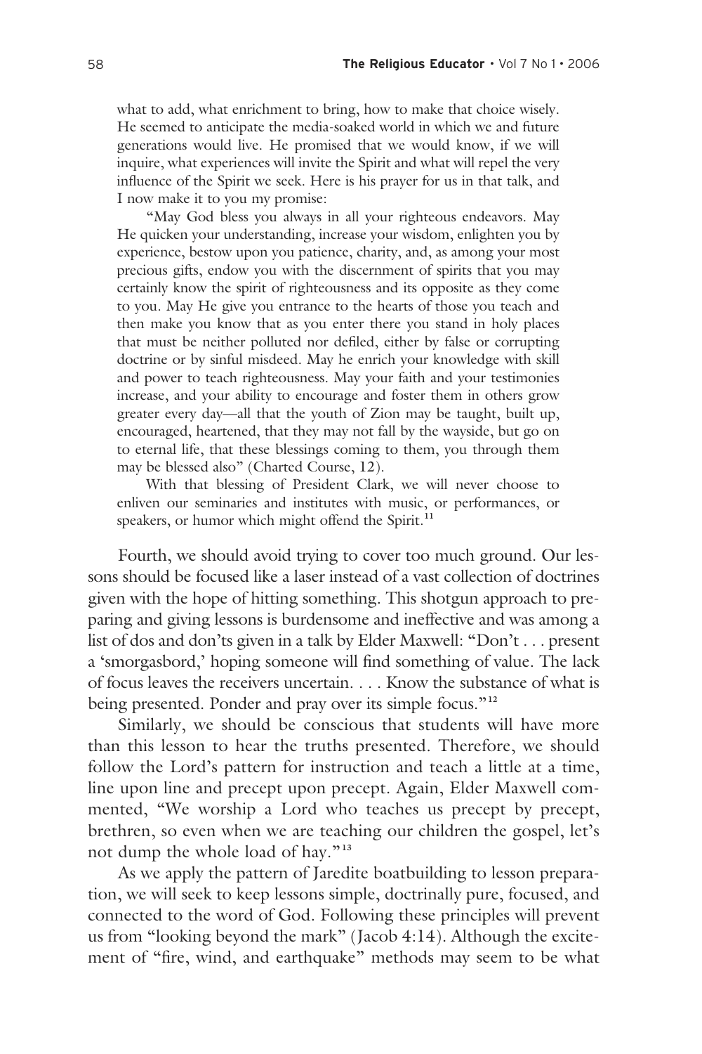what to add, what enrichment to bring, how to make that choice wisely. He seemed to anticipate the media-soaked world in which we and future generations would live. He promised that we would know, if we will inquire, what experiences will invite the Spirit and what will repel the very influence of the Spirit we seek. Here is his prayer for us in that talk, and I now make it to you my promise:

"May God bless you always in all your righteous endeavors. May He quicken your understanding, increase your wisdom, enlighten you by experience, bestow upon you patience, charity, and, as among your most precious gifts, endow you with the discernment of spirits that you may certainly know the spirit of righteousness and its opposite as they come to you. May He give you entrance to the hearts of those you teach and then make you know that as you enter there you stand in holy places that must be neither polluted nor defiled, either by false or corrupting doctrine or by sinful misdeed. May he enrich your knowledge with skill and power to teach righteousness. May your faith and your testimonies increase, and your ability to encourage and foster them in others grow greater every day—all that the youth of Zion may be taught, built up, encouraged, heartened, that they may not fall by the wayside, but go on to eternal life, that these blessings coming to them, you through them may be blessed also" (Charted Course, 12).

With that blessing of President Clark, we will never choose to enliven our seminaries and institutes with music, or performances, or speakers, or humor which might offend the Spirit.[11]

Fourth, we should avoid trying to cover too much ground. Our lessons should be focused like a laser instead of a vast collection of doctrines given with the hope of hitting something. This shotgun approach to preparing and giving lessons is burdensome and ineffective and was among a list of dos and don'ts given in a talk by Elder Maxwell: "Don't . . . present a 'smorgasbord,' hoping someone will find something of value. The lack of focus leaves the receivers uncertain. . . . Know the substance of what is being presented. Ponder and pray over its simple focus."[12]

Similarly, we should be conscious that students will have more than this lesson to hear the truths presented. Therefore, we should follow the Lord's pattern for instruction and teach a little at a time, line upon line and precept upon precept. Again, Elder Maxwell commented, "We worship a Lord who teaches us precept by precept, brethren, so even when we are teaching our children the gospel, let's not dump the whole load of hay."[13]

As we apply the pattern of Jaredite boatbuilding to lesson preparation, we will seek to keep lessons simple, doctrinally pure, focused, and connected to the word of God. Following these principles will prevent us from "looking beyond the mark" (Jacob 4:14). Although the excitement of "fire, wind, and earthquake" methods may seem to be what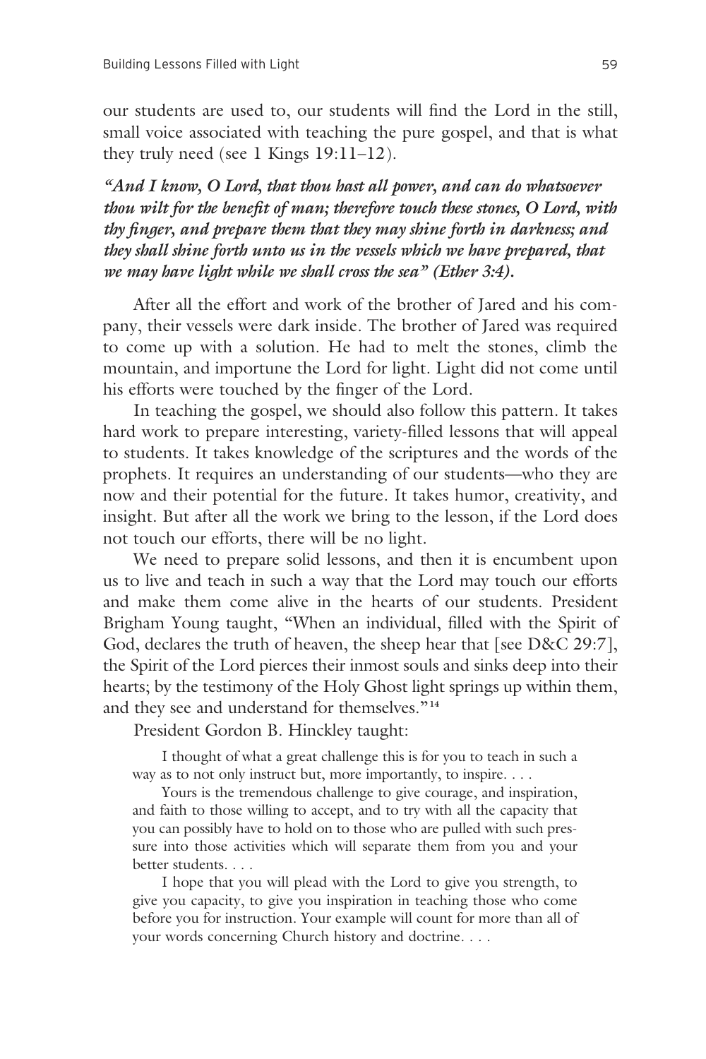our students are used to, our students will find the Lord in the still, small voice associated with teaching the pure gospel, and that is what they truly need (see 1 Kings 19:11–12).

***"And I know, O Lord, that thou hast all power, and can do whatsoever thou wilt for the benefit of man; therefore touch these stones, O Lord, with thy finger, and prepare them that they may shine forth in darkness; and they shall shine forth unto us in the vessels which we have prepared, that we may have light while we shall cross the sea" (Ether 3:4).***

After all the effort and work of the brother of Jared and his company, their vessels were dark inside. The brother of Jared was required to come up with a solution. He had to melt the stones, climb the mountain, and importune the Lord for light. Light did not come until his efforts were touched by the finger of the Lord.

In teaching the gospel, we should also follow this pattern. It takes hard work to prepare interesting, variety-filled lessons that will appeal to students. It takes knowledge of the scriptures and the words of the prophets. It requires an understanding of our students—who they are now and their potential for the future. It takes humor, creativity, and insight. But after all the work we bring to the lesson, if the Lord does not touch our efforts, there will be no light.

We need to prepare solid lessons, and then it is encumbent upon us to live and teach in such a way that the Lord may touch our efforts and make them come alive in the hearts of our students. President Brigham Young taught, "When an individual, filled with the Spirit of God, declares the truth of heaven, the sheep hear that [see D&C 29:7], the Spirit of the Lord pierces their inmost souls and sinks deep into their hearts; by the testimony of the Holy Ghost light springs up within them, and they see and understand for themselves."[14]

President Gordon B. Hinckley taught:

> I thought of what a great challenge this is for you to teach in such a way as to not only instruct but, more importantly, to inspire. . . .
>
> Yours is the tremendous challenge to give courage, and inspiration, and faith to those willing to accept, and to try with all the capacity that you can possibly have to hold on to those who are pulled with such pressure into those activities which will separate them from you and your better students. . . .
>
> I hope that you will plead with the Lord to give you strength, to give you capacity, to give you inspiration in teaching those who come before you for instruction. Your example will count for more than all of your words concerning Church history and doctrine. . . .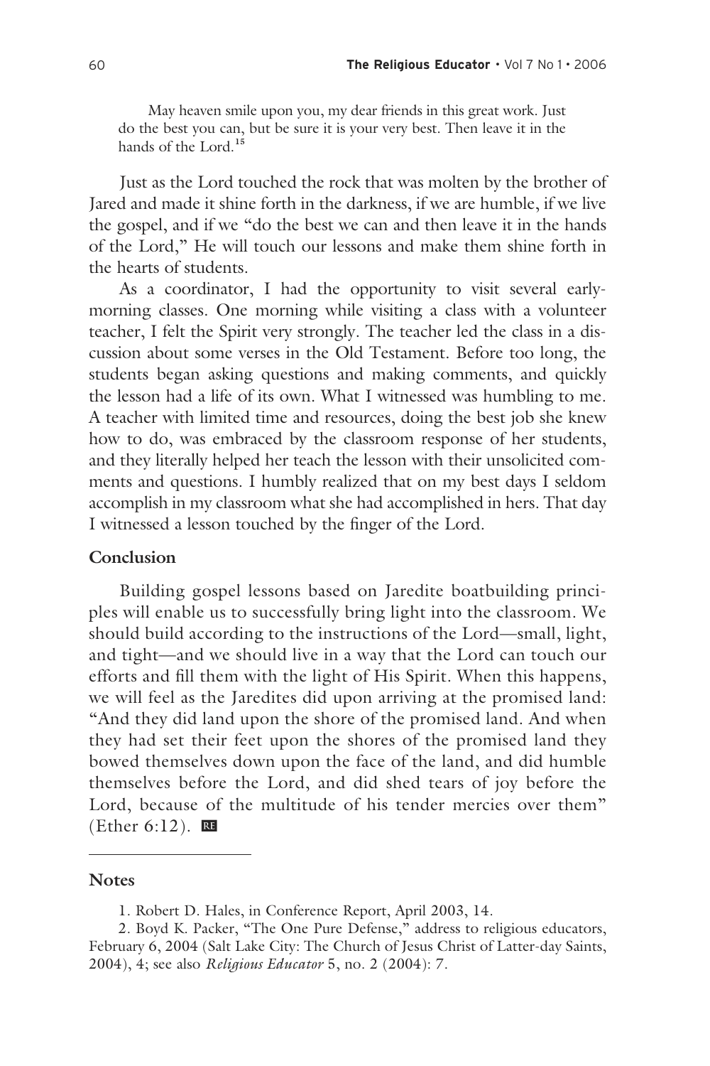> May heaven smile upon you, my dear friends in this great work. Just do the best you can, but be sure it is your very best. Then leave it in the hands of the Lord.[15]

Just as the Lord touched the rock that was molten by the brother of Jared and made it shine forth in the darkness, if we are humble, if we live the gospel, and if we "do the best we can and then leave it in the hands of the Lord," He will touch our lessons and make them shine forth in the hearts of students.

As a coordinator, I had the opportunity to visit several early-morning classes. One morning while visiting a class with a volunteer teacher, I felt the Spirit very strongly. The teacher led the class in a discussion about some verses in the Old Testament. Before too long, the students began asking questions and making comments, and quickly the lesson had a life of its own. What I witnessed was humbling to me. A teacher with limited time and resources, doing the best job she knew how to do, was embraced by the classroom response of her students, and they literally helped her teach the lesson with their unsolicited comments and questions. I humbly realized that on my best days I seldom accomplish in my classroom what she had accomplished in hers. That day I witnessed a lesson touched by the finger of the Lord.

## Conclusion

Building gospel lessons based on Jaredite boatbuilding principles will enable us to successfully bring light into the classroom. We should build according to the instructions of the Lord—small, light, and tight—and we should live in a way that the Lord can touch our efforts and fill them with the light of His Spirit. When this happens, we will feel as the Jaredites did upon arriving at the promised land: "And they did land upon the shore of the promised land. And when they had set their feet upon the shores of the promised land they bowed themselves down upon the face of the land, and did humble themselves before the Lord, and did shed tears of joy before the Lord, because of the multitude of his tender mercies over them" (Ether 6:12).

## Notes

1. Robert D. Hales, in Conference Report, April 2003, 14.

2. Boyd K. Packer, "The One Pure Defense," address to religious educators, February 6, 2004 (Salt Lake City: The Church of Jesus Christ of Latter-day Saints, 2004), 4; see also *Religious Educator* 5, no. 2 (2004): 7.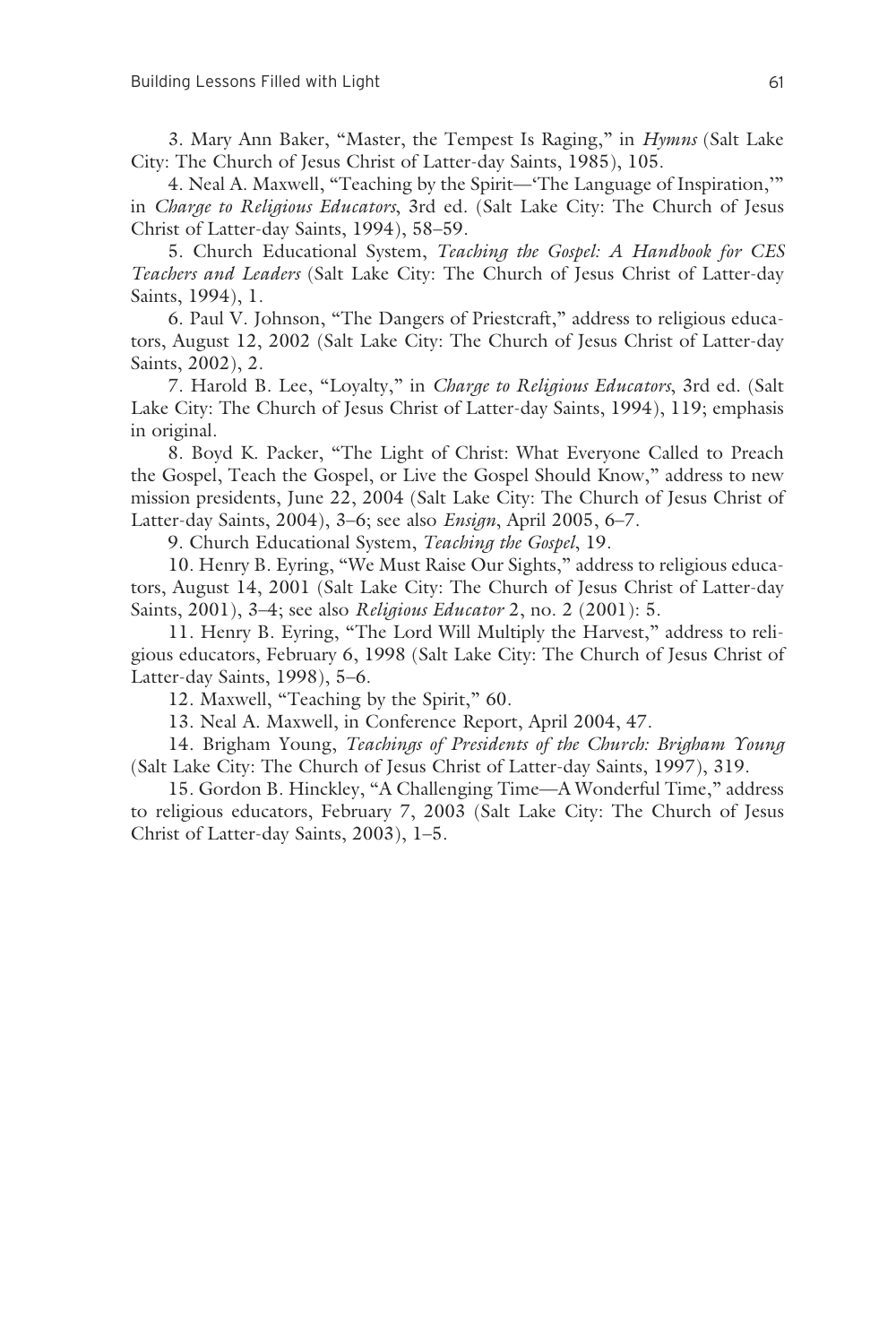3. Mary Ann Baker, "Master, the Tempest Is Raging," in *Hymns* (Salt Lake City: The Church of Jesus Christ of Latter-day Saints, 1985), 105.

4. Neal A. Maxwell, "Teaching by the Spirit—'The Language of Inspiration,'" in *Charge to Religious Educators*, 3rd ed. (Salt Lake City: The Church of Jesus Christ of Latter-day Saints, 1994), 58–59.

5. Church Educational System, *Teaching the Gospel: A Handbook for CES Teachers and Leaders* (Salt Lake City: The Church of Jesus Christ of Latter-day Saints, 1994), 1.

6. Paul V. Johnson, "The Dangers of Priestcraft," address to religious educators, August 12, 2002 (Salt Lake City: The Church of Jesus Christ of Latter-day Saints, 2002), 2.

7. Harold B. Lee, "Loyalty," in *Charge to Religious Educators*, 3rd ed. (Salt Lake City: The Church of Jesus Christ of Latter-day Saints, 1994), 119; emphasis in original.

8. Boyd K. Packer, "The Light of Christ: What Everyone Called to Preach the Gospel, Teach the Gospel, or Live the Gospel Should Know," address to new mission presidents, June 22, 2004 (Salt Lake City: The Church of Jesus Christ of Latter-day Saints, 2004), 3–6; see also *Ensign*, April 2005, 6–7.

9. Church Educational System, *Teaching the Gospel*, 19.

10. Henry B. Eyring, "We Must Raise Our Sights," address to religious educators, August 14, 2001 (Salt Lake City: The Church of Jesus Christ of Latter-day Saints, 2001), 3–4; see also *Religious Educator* 2, no. 2 (2001): 5.

11. Henry B. Eyring, "The Lord Will Multiply the Harvest," address to religious educators, February 6, 1998 (Salt Lake City: The Church of Jesus Christ of Latter-day Saints, 1998), 5–6.

12. Maxwell, "Teaching by the Spirit," 60.

13. Neal A. Maxwell, in Conference Report, April 2004, 47.

14. Brigham Young, *Teachings of Presidents of the Church: Brigham Young* (Salt Lake City: The Church of Jesus Christ of Latter-day Saints, 1997), 319.

15. Gordon B. Hinckley, "A Challenging Time—A Wonderful Time," address to religious educators, February 7, 2003 (Salt Lake City: The Church of Jesus Christ of Latter-day Saints, 2003), 1–5.